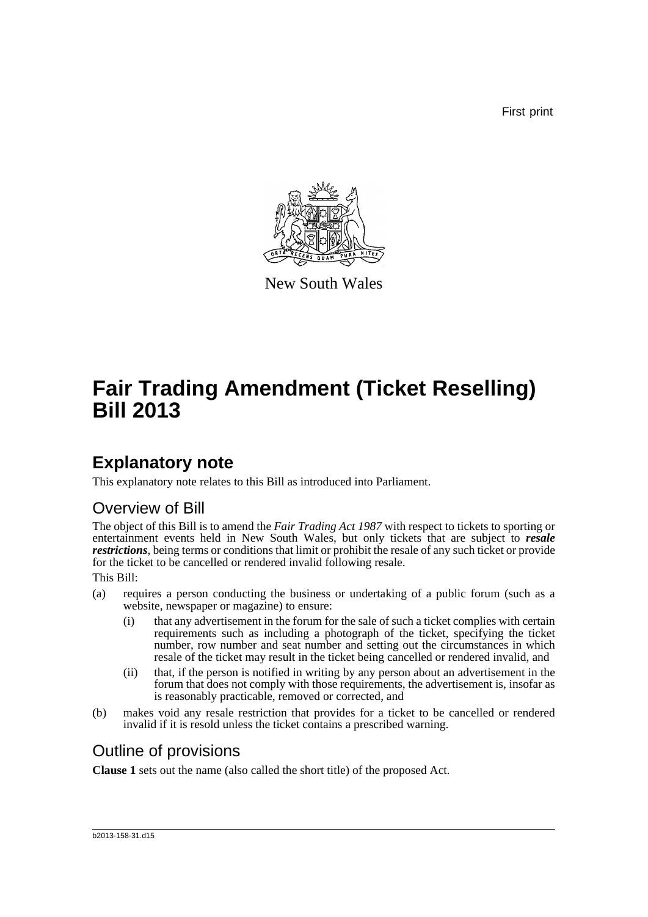First print

New South Wales

# Fair Trading Amendment (Ticket Reselling) Bill 2013

## Explanatory note

This explanatory note relates to this Bill as introduced into Parliament.

### Overview of Bill

The object of this Bill is to amend the *Fair Trading Act 1987* with respect to tickets to sporting or entertainment events held in New South Wales, but only tickets that are subject to ***resale restrictions***, being terms or conditions that limit or prohibit the resale of any such ticket or provide for the ticket to be cancelled or rendered invalid following resale.

This Bill:

(a) requires a person conducting the business or undertaking of a public forum (such as a website, newspaper or magazine) to ensure:

  (i) that any advertisement in the forum for the sale of such a ticket complies with certain requirements such as including a photograph of the ticket, specifying the ticket number, row number and seat number and setting out the circumstances in which resale of the ticket may result in the ticket being cancelled or rendered invalid, and

  (ii) that, if the person is notified in writing by any person about an advertisement in the forum that does not comply with those requirements, the advertisement is, insofar as is reasonably practicable, removed or corrected, and

(b) makes void any resale restriction that provides for a ticket to be cancelled or rendered invalid if it is resold unless the ticket contains a prescribed warning.

### Outline of provisions

**Clause 1** sets out the name (also called the short title) of the proposed Act.

b2013-158-31.d15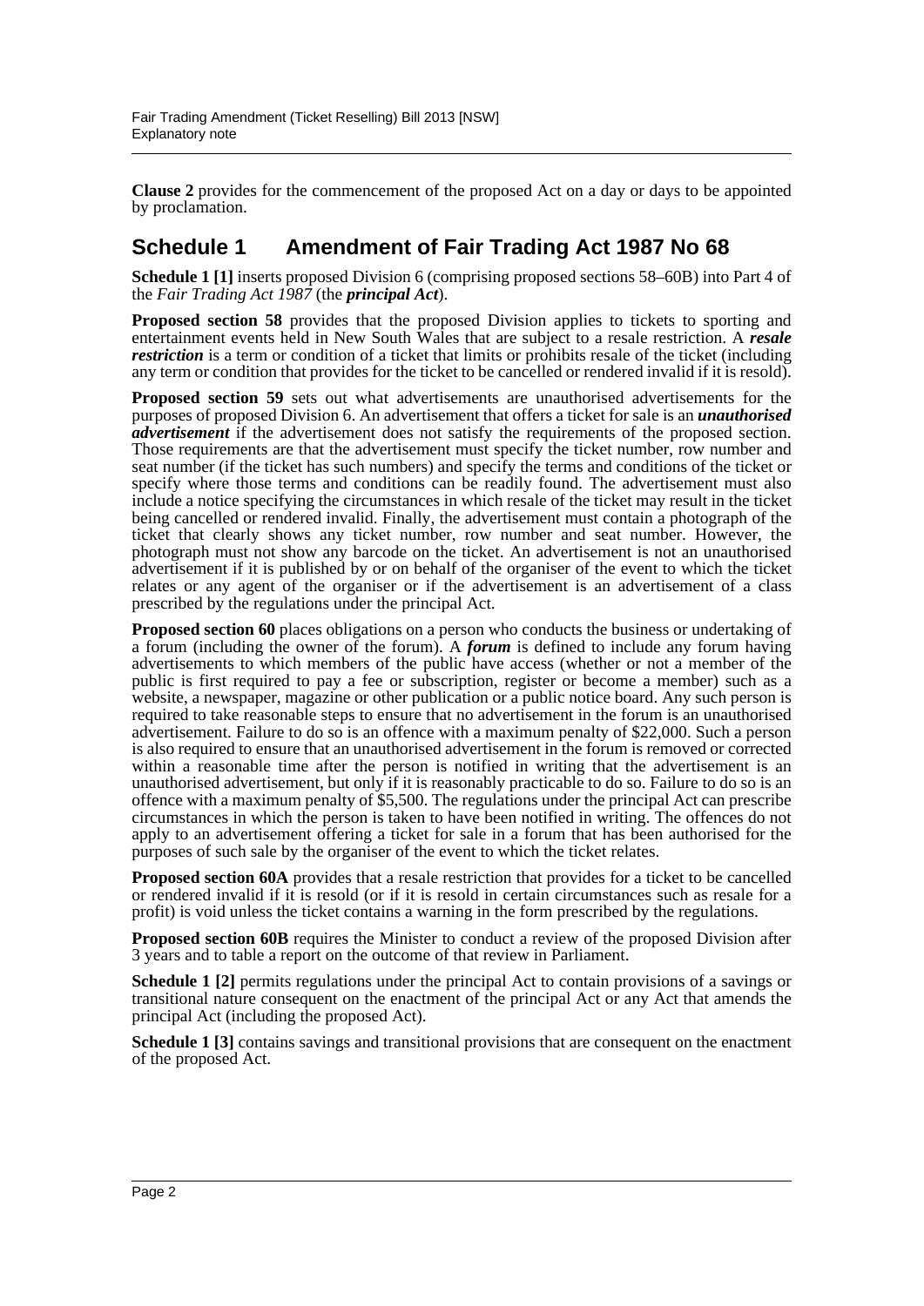**Clause 2** provides for the commencement of the proposed Act on a day or days to be appointed by proclamation.

## Schedule 1 Amendment of Fair Trading Act 1987 No 68

**Schedule 1 [1]** inserts proposed Division 6 (comprising proposed sections 58–60B) into Part 4 of the *Fair Trading Act 1987* (the ***principal Act***).

**Proposed section 58** provides that the proposed Division applies to tickets to sporting and entertainment events held in New South Wales that are subject to a resale restriction. A ***resale restriction*** is a term or condition of a ticket that limits or prohibits resale of the ticket (including any term or condition that provides for the ticket to be cancelled or rendered invalid if it is resold).

**Proposed section 59** sets out what advertisements are unauthorised advertisements for the purposes of proposed Division 6. An advertisement that offers a ticket for sale is an ***unauthorised advertisement*** if the advertisement does not satisfy the requirements of the proposed section. Those requirements are that the advertisement must specify the ticket number, row number and seat number (if the ticket has such numbers) and specify the terms and conditions of the ticket or specify where those terms and conditions can be readily found. The advertisement must also include a notice specifying the circumstances in which resale of the ticket may result in the ticket being cancelled or rendered invalid. Finally, the advertisement must contain a photograph of the ticket that clearly shows any ticket number, row number and seat number. However, the photograph must not show any barcode on the ticket. An advertisement is not an unauthorised advertisement if it is published by or on behalf of the organiser of the event to which the ticket relates or any agent of the organiser or if the advertisement is an advertisement of a class prescribed by the regulations under the principal Act.

**Proposed section 60** places obligations on a person who conducts the business or undertaking of a forum (including the owner of the forum). A ***forum*** is defined to include any forum having advertisements to which members of the public have access (whether or not a member of the public is first required to pay a fee or subscription, register or become a member) such as a website, a newspaper, magazine or other publication or a public notice board. Any such person is required to take reasonable steps to ensure that no advertisement in the forum is an unauthorised advertisement. Failure to do so is an offence with a maximum penalty of $22,000. Such a person is also required to ensure that an unauthorised advertisement in the forum is removed or corrected within a reasonable time after the person is notified in writing that the advertisement is an unauthorised advertisement, but only if it is reasonably practicable to do so. Failure to do so is an offence with a maximum penalty of $5,500. The regulations under the principal Act can prescribe circumstances in which the person is taken to have been notified in writing. The offences do not apply to an advertisement offering a ticket for sale in a forum that has been authorised for the purposes of such sale by the organiser of the event to which the ticket relates.

**Proposed section 60A** provides that a resale restriction that provides for a ticket to be cancelled or rendered invalid if it is resold (or if it is resold in certain circumstances such as resale for a profit) is void unless the ticket contains a warning in the form prescribed by the regulations.

**Proposed section 60B** requires the Minister to conduct a review of the proposed Division after 3 years and to table a report on the outcome of that review in Parliament.

**Schedule 1 [2]** permits regulations under the principal Act to contain provisions of a savings or transitional nature consequent on the enactment of the principal Act or any Act that amends the principal Act (including the proposed Act).

**Schedule 1 [3]** contains savings and transitional provisions that are consequent on the enactment of the proposed Act.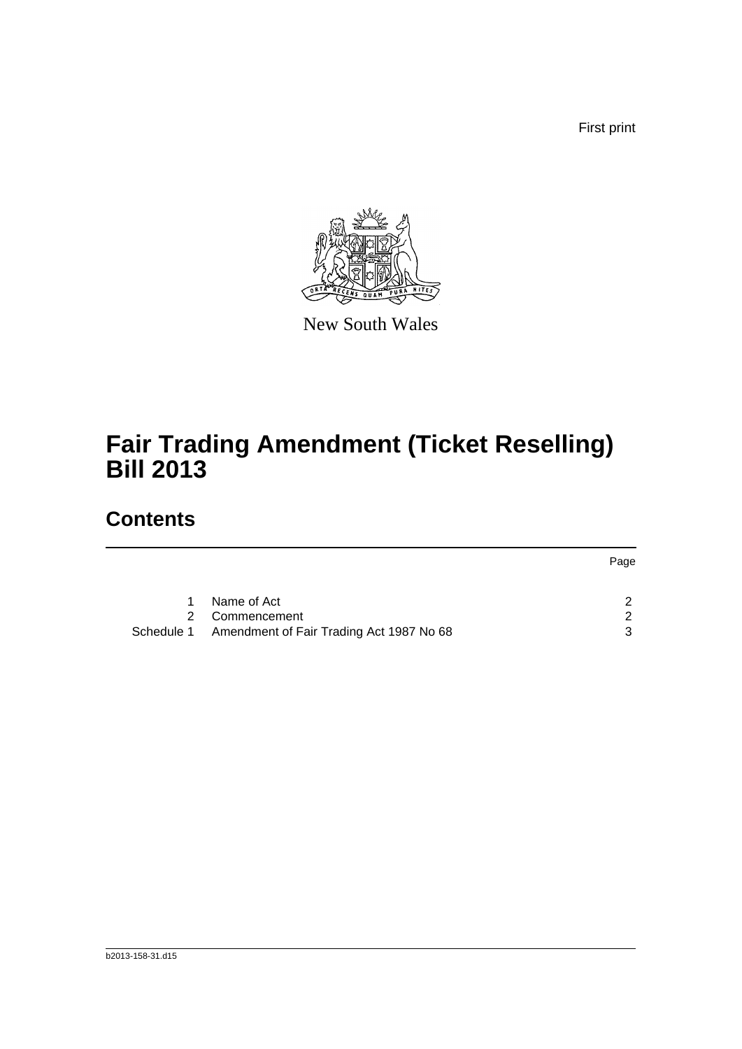First print

New South Wales

# Fair Trading Amendment (Ticket Reselling) Bill 2013

## Contents

| | | Page |
|---|---|---|
| 1 | Name of Act | 2 |
| 2 | Commencement | 2 |
| Schedule 1 | Amendment of Fair Trading Act 1987 No 68 | 3 |

b2013-158-31.d15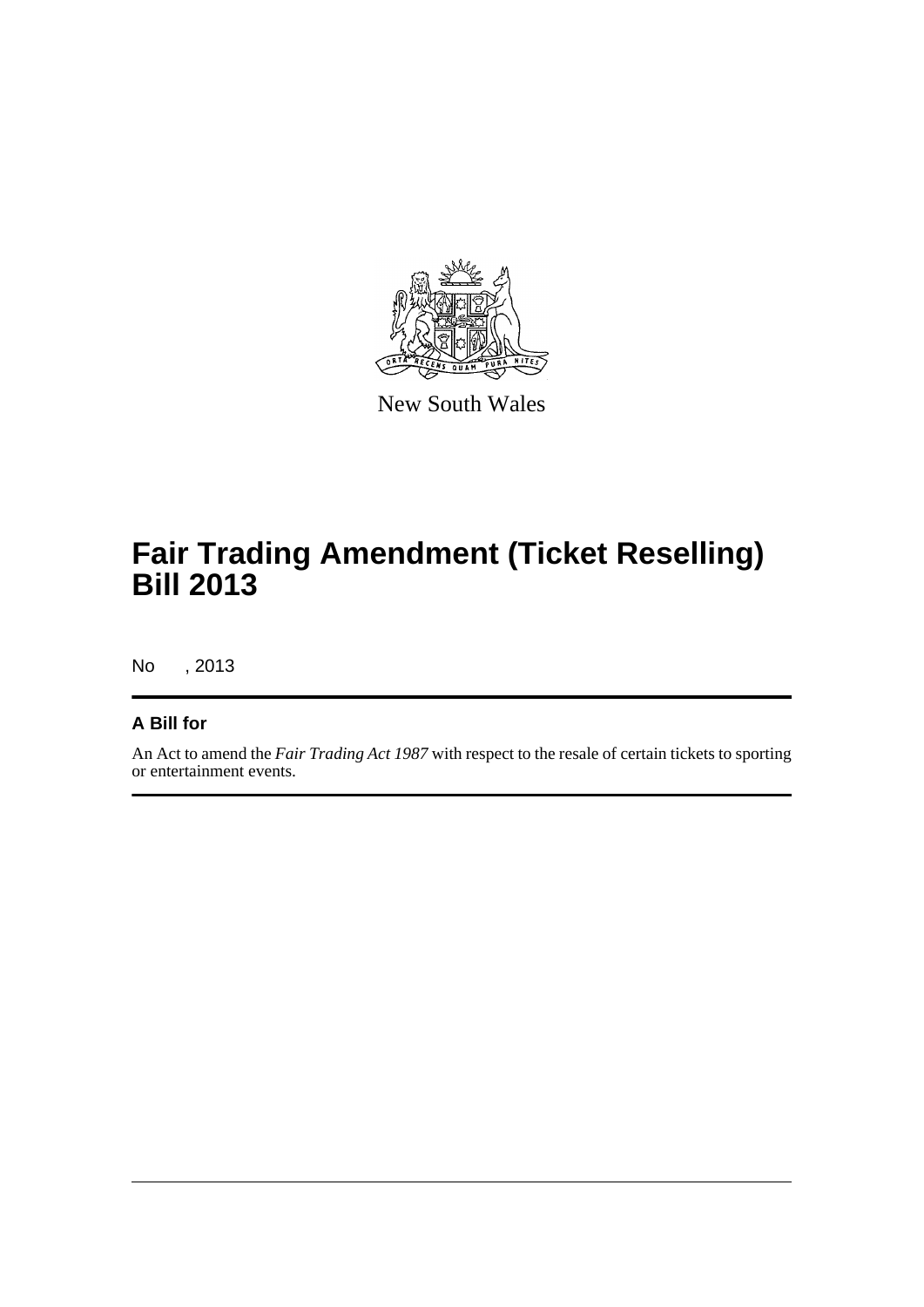New South Wales

# Fair Trading Amendment (Ticket Reselling) Bill 2013

No , 2013

## A Bill for

An Act to amend the *Fair Trading Act 1987* with respect to the resale of certain tickets to sporting or entertainment events.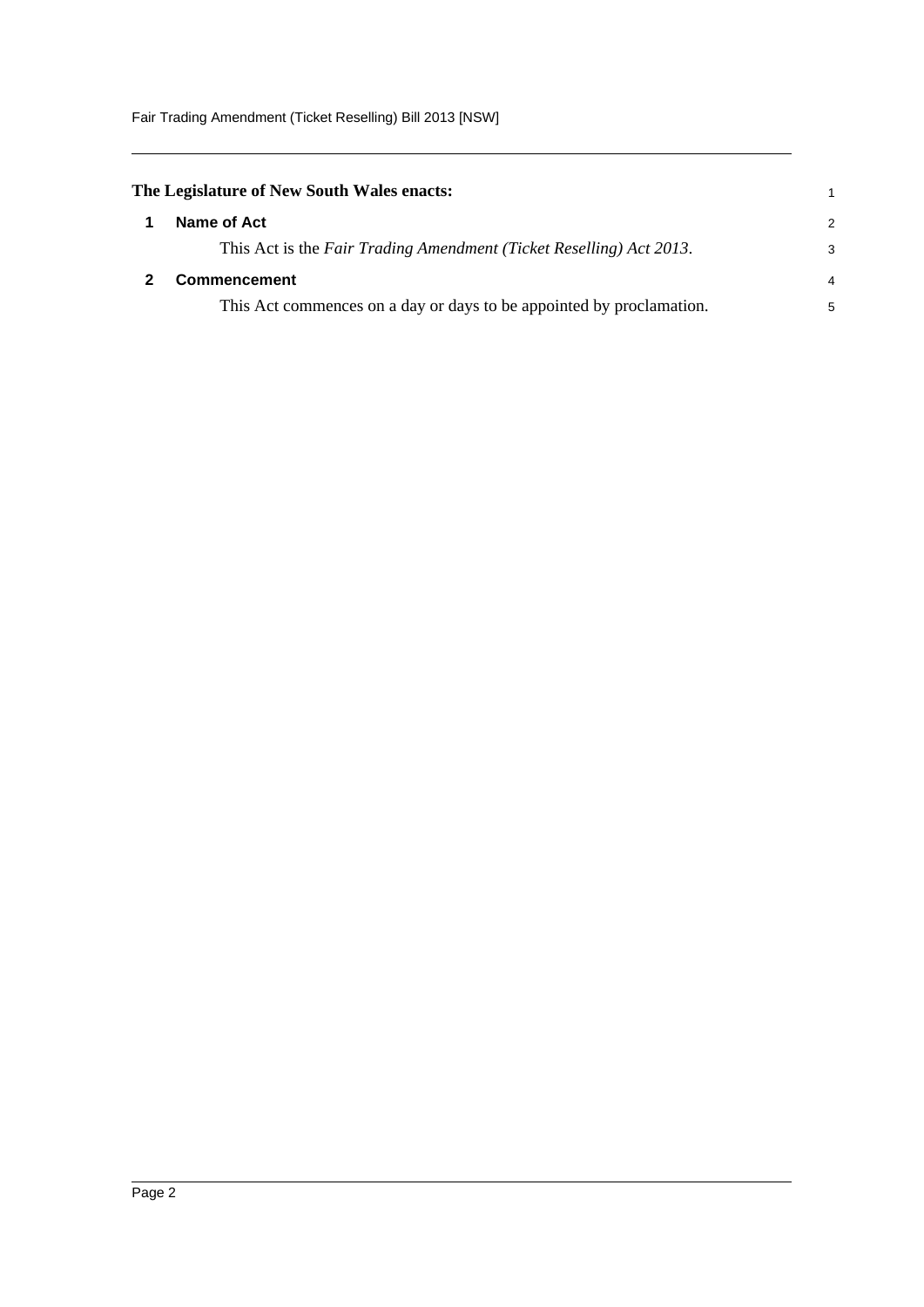**The Legislature of New South Wales enacts:**

## 1 Name of Act

This Act is the *Fair Trading Amendment (Ticket Reselling) Act 2013*.

## 2 Commencement

This Act commences on a day or days to be appointed by proclamation.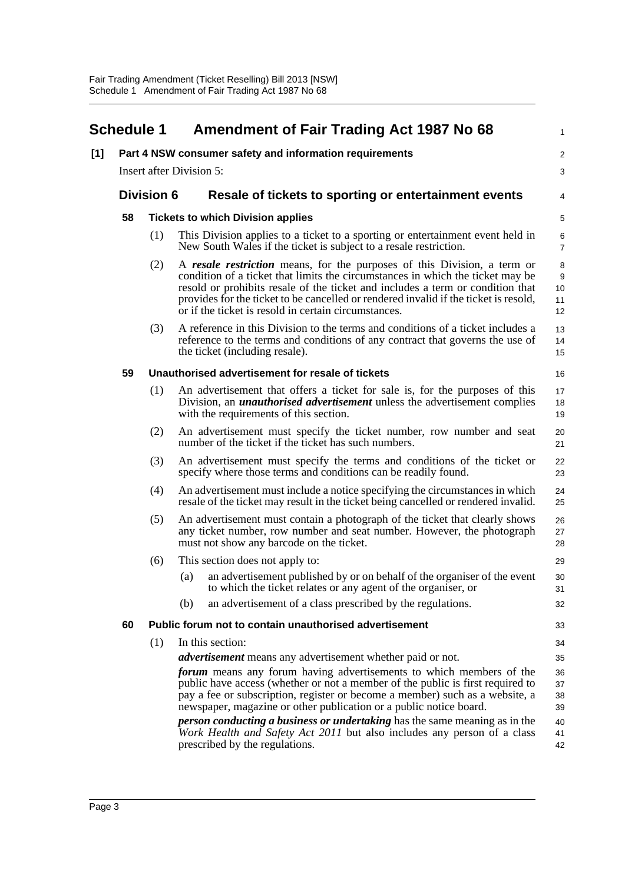## Schedule 1 Amendment of Fair Trading Act 1987 No 68

**[1] Part 4 NSW consumer safety and information requirements**

Insert after Division 5:

### Division 6 Resale of tickets to sporting or entertainment events

**58 Tickets to which Division applies**

(1) This Division applies to a ticket to a sporting or entertainment event held in New South Wales if the ticket is subject to a resale restriction.

(2) A ***resale restriction*** means, for the purposes of this Division, a term or condition of a ticket that limits the circumstances in which the ticket may be resold or prohibits resale of the ticket and includes a term or condition that provides for the ticket to be cancelled or rendered invalid if the ticket is resold, or if the ticket is resold in certain circumstances.

(3) A reference in this Division to the terms and conditions of a ticket includes a reference to the terms and conditions of any contract that governs the use of the ticket (including resale).

**59 Unauthorised advertisement for resale of tickets**

(1) An advertisement that offers a ticket for sale is, for the purposes of this Division, an ***unauthorised advertisement*** unless the advertisement complies with the requirements of this section.

(2) An advertisement must specify the ticket number, row number and seat number of the ticket if the ticket has such numbers.

(3) An advertisement must specify the terms and conditions of the ticket or specify where those terms and conditions can be readily found.

(4) An advertisement must include a notice specifying the circumstances in which resale of the ticket may result in the ticket being cancelled or rendered invalid.

(5) An advertisement must contain a photograph of the ticket that clearly shows any ticket number, row number and seat number. However, the photograph must not show any barcode on the ticket.

(6) This section does not apply to:

(a) an advertisement published by or on behalf of the organiser of the event to which the ticket relates or any agent of the organiser, or

(b) an advertisement of a class prescribed by the regulations.

**60 Public forum not to contain unauthorised advertisement**

(1) In this section:

***advertisement*** means any advertisement whether paid or not.

***forum*** means any forum having advertisements to which members of the public have access (whether or not a member of the public is first required to pay a fee or subscription, register or become a member) such as a website, a newspaper, magazine or other publication or a public notice board.

***person conducting a business or undertaking*** has the same meaning as in the *Work Health and Safety Act 2011* but also includes any person of a class prescribed by the regulations.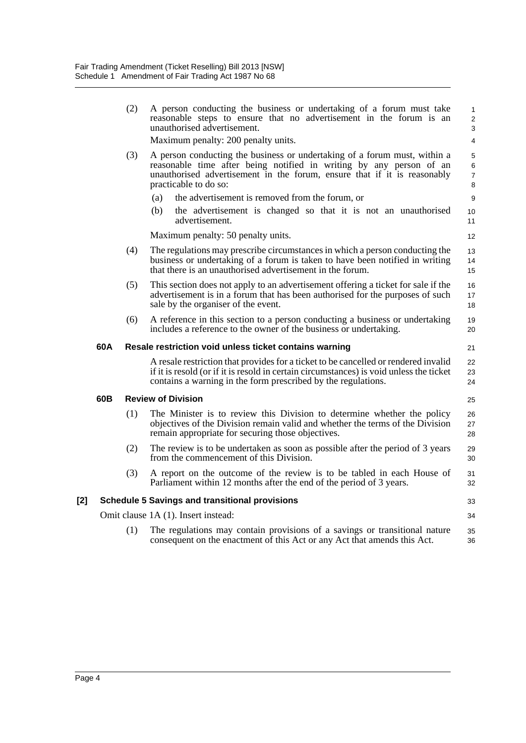(2) A person conducting the business or undertaking of a forum must take reasonable steps to ensure that no advertisement in the forum is an unauthorised advertisement.

Maximum penalty: 200 penalty units.

(3) A person conducting the business or undertaking of a forum must, within a reasonable time after being notified in writing by any person of an unauthorised advertisement in the forum, ensure that if it is reasonably practicable to do so:

(a) the advertisement is removed from the forum, or

(b) the advertisement is changed so that it is not an unauthorised advertisement.

Maximum penalty: 50 penalty units.

(4) The regulations may prescribe circumstances in which a person conducting the business or undertaking of a forum is taken to have been notified in writing that there is an unauthorised advertisement in the forum.

(5) This section does not apply to an advertisement offering a ticket for sale if the advertisement is in a forum that has been authorised for the purposes of such sale by the organiser of the event.

(6) A reference in this section to a person conducting a business or undertaking includes a reference to the owner of the business or undertaking.

**60A Resale restriction void unless ticket contains warning**

A resale restriction that provides for a ticket to be cancelled or rendered invalid if it is resold (or if it is resold in certain circumstances) is void unless the ticket contains a warning in the form prescribed by the regulations.

**60B Review of Division**

(1) The Minister is to review this Division to determine whether the policy objectives of the Division remain valid and whether the terms of the Division remain appropriate for securing those objectives.

(2) The review is to be undertaken as soon as possible after the period of 3 years from the commencement of this Division.

(3) A report on the outcome of the review is to be tabled in each House of Parliament within 12 months after the end of the period of 3 years.

**[2] Schedule 5 Savings and transitional provisions**

Omit clause 1A (1). Insert instead:

(1) The regulations may contain provisions of a savings or transitional nature consequent on the enactment of this Act or any Act that amends this Act.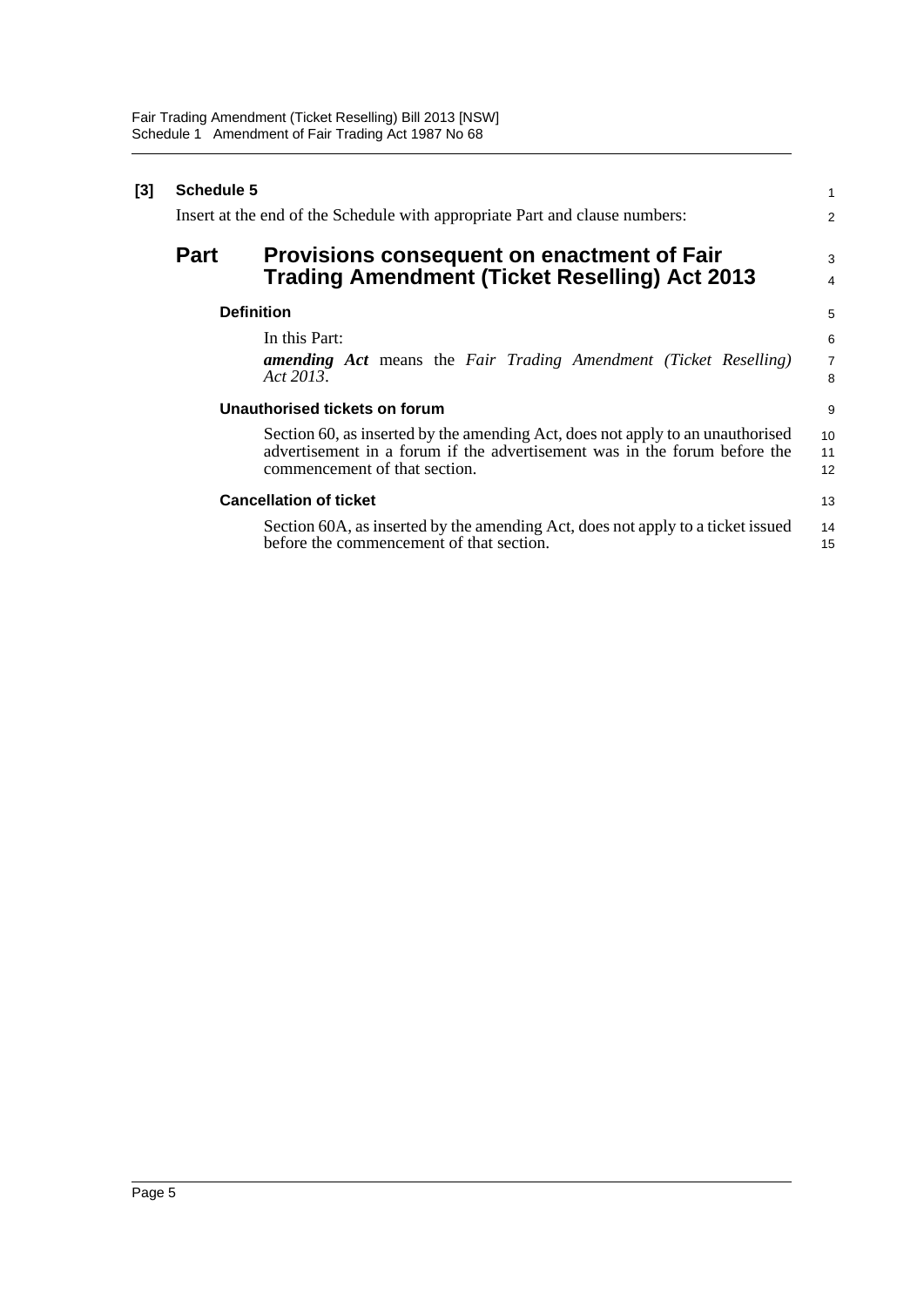**[3] Schedule 5**

Insert at the end of the Schedule with appropriate Part and clause numbers:

## Part Provisions consequent on enactment of Fair Trading Amendment (Ticket Reselling) Act 2013

### Definition

In this Part:

***amending Act*** means the *Fair Trading Amendment (Ticket Reselling) Act 2013*.

### Unauthorised tickets on forum

Section 60, as inserted by the amending Act, does not apply to an unauthorised advertisement in a forum if the advertisement was in the forum before the commencement of that section.

### Cancellation of ticket

Section 60A, as inserted by the amending Act, does not apply to a ticket issued before the commencement of that section.